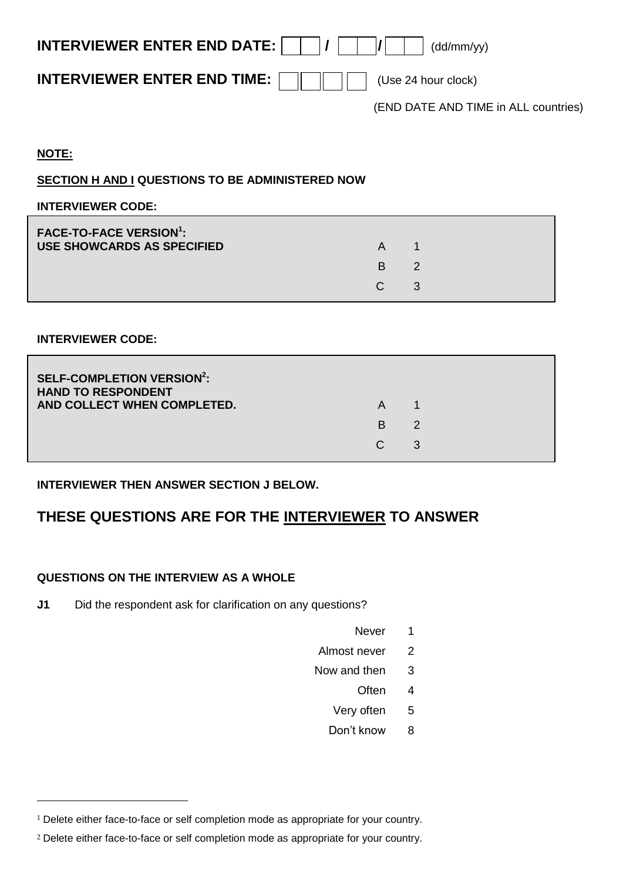**INTERVIEWER ENTER END DATE:** |__|__| / |__|__| / |__|__| (dd/mm/yy)

**INTERVIEWER ENTER END TIME:** |__|__|__|__| (Use 24 hour clock)

(END DATE AND TIME in ALL countries)

**NOTE:**

**SECTION H AND I QUESTIONS TO BE ADMINISTERED NOW**

**INTERVIEWER CODE:**

| **FACE-TO-FACE VERSION[1]: USE SHOWCARDS AS SPECIFIED** | | |
|---|---|---|
| | A | 1 |
| | B | 2 |
| | C | 3 |

**INTERVIEWER CODE:**

| **SELF-COMPLETION VERSION[2]: HAND TO RESPONDENT AND COLLECT WHEN COMPLETED.** | | |
|---|---|---|
| | A | 1 |
| | B | 2 |
| | C | 3 |

**INTERVIEWER THEN ANSWER SECTION J BELOW.**

## THESE QUESTIONS ARE FOR THE INTERVIEWER TO ANSWER

**QUESTIONS ON THE INTERVIEW AS A WHOLE**

**J1** Did the respondent ask for clarification on any questions?

| | |
|---|---|
| Never | 1 |
| Almost never | 2 |
| Now and then | 3 |
| Often | 4 |
| Very often | 5 |
| Don't know | 8 |

[1] Delete either face-to-face or self completion mode as appropriate for your country.

[2] Delete either face-to-face or self completion mode as appropriate for your country.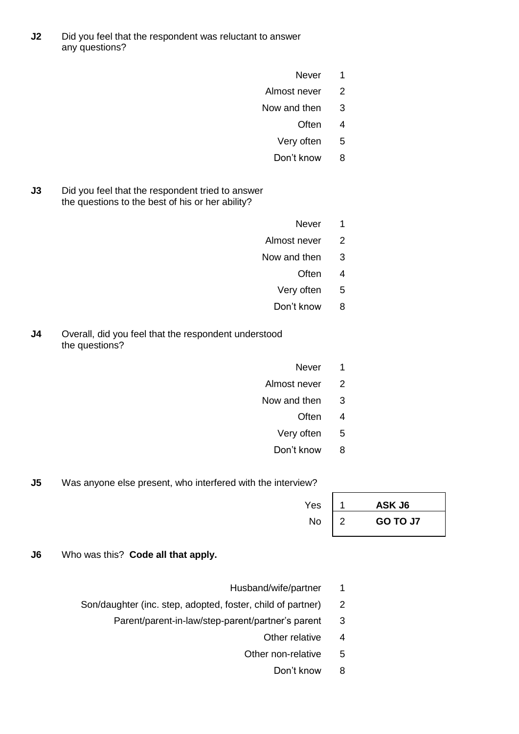**J2** Did you feel that the respondent was reluctant to answer any questions?

| | |
|---|---|
| Never | 1 |
| Almost never | 2 |
| Now and then | 3 |
| Often | 4 |
| Very often | 5 |
| Don't know | 8 |

**J3** Did you feel that the respondent tried to answer the questions to the best of his or her ability?

| | |
|---|---|
| Never | 1 |
| Almost never | 2 |
| Now and then | 3 |
| Often | 4 |
| Very often | 5 |
| Don't know | 8 |

**J4** Overall, did you feel that the respondent understood the questions?

| | |
|---|---|
| Never | 1 |
| Almost never | 2 |
| Now and then | 3 |
| Often | 4 |
| Very often | 5 |
| Don't know | 8 |

**J5** Was anyone else present, who interfered with the interview?

| | | |
|---|---|---|
| Yes | 1 | **ASK J6** |
| No | 2 | **GO TO J7** |

**J6** Who was this? **Code all that apply.**

| | |
|---|---|
| Husband/wife/partner | 1 |
| Son/daughter (inc. step, adopted, foster, child of partner) | 2 |
| Parent/parent-in-law/step-parent/partner's parent | 3 |
| Other relative | 4 |
| Other non-relative | 5 |
| Don't know | 8 |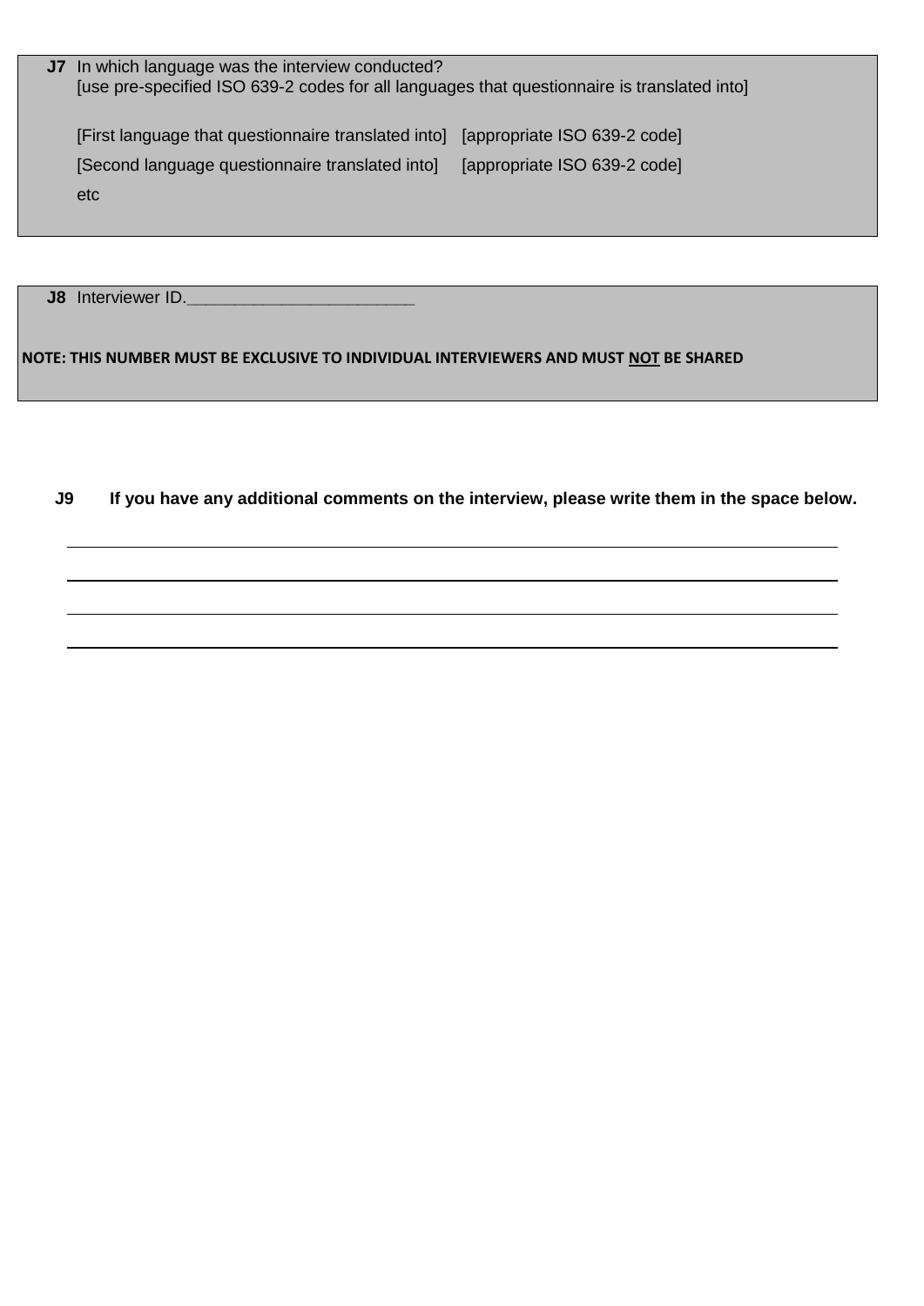**J7** In which language was the interview conducted?
[use pre-specified ISO 639-2 codes for all languages that questionnaire is translated into]

| | |
|---|---|
| [First language that questionnaire translated into] | [appropriate ISO 639-2 code] |
| [Second language questionnaire translated into] | [appropriate ISO 639-2 code] |
| etc | |

**J8** Interviewer ID.________________________

**NOTE: THIS NUMBER MUST BE EXCLUSIVE TO INDIVIDUAL INTERVIEWERS AND MUST <u>NOT</u> BE SHARED**

**J9 If you have any additional comments on the interview, please write them in the space below.**

______________________________________________________________________________

______________________________________________________________________________

______________________________________________________________________________

______________________________________________________________________________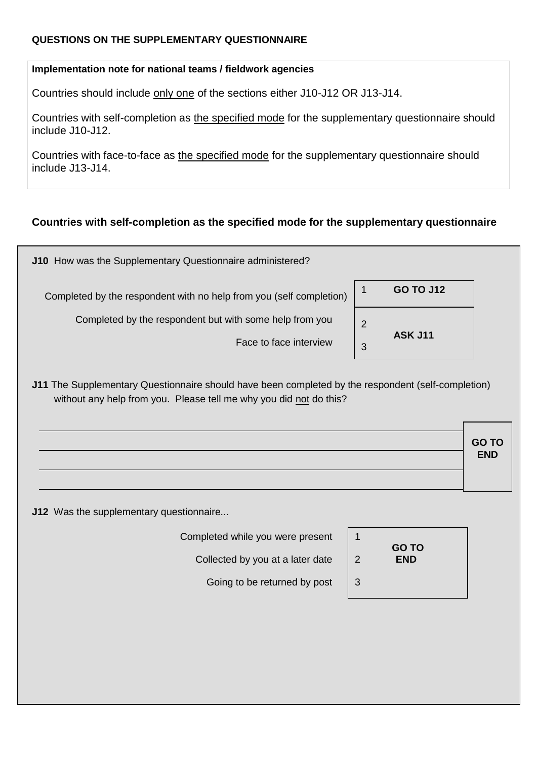**QUESTIONS ON THE SUPPLEMENTARY QUESTIONNAIRE**

> **Implementation note for national teams / fieldwork agencies**
>
> Countries should include only one of the sections either J10-J12 OR J13-J14.
>
> Countries with self-completion as the specified mode for the supplementary questionnaire should include J10-J12.
>
> Countries with face-to-face as the specified mode for the supplementary questionnaire should include J13-J14.

### Countries with self-completion as the specified mode for the supplementary questionnaire

**J10** How was the Supplementary Questionnaire administered?

| | | |
|---|---|---|
| Completed by the respondent with no help from you (self completion) | 1 | **GO TO J12** |
| Completed by the respondent but with some help from you | 2 | **ASK J11** |
| Face to face interview | 3 | |

**J11** The Supplementary Questionnaire should have been completed by the respondent (self-completion) without any help from you. Please tell me why you did not do this?

_______________________________________________

_______________________________________________

_______________________________________________

_______________________________________________

**GO TO END**

**J12** Was the supplementary questionnaire...

| | | |
|---|---|---|
| Completed while you were present | 1 | **GO TO END** |
| Collected by you at a later date | 2 | |
| Going to be returned by post | 3 | |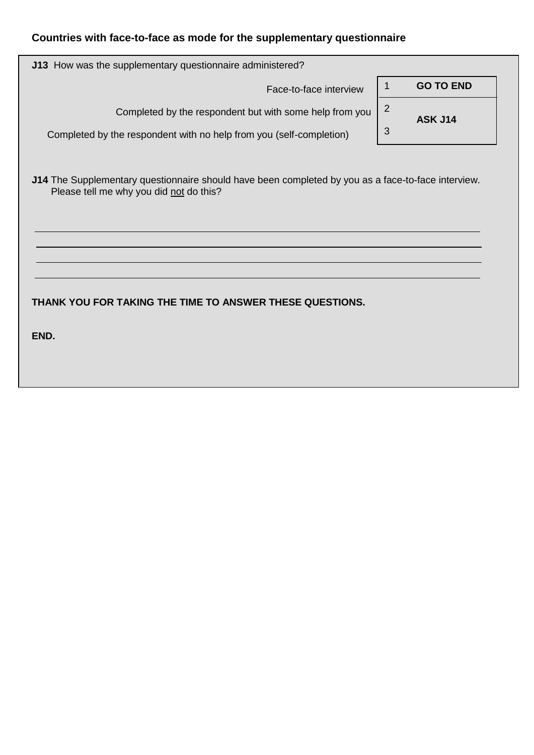**Countries with face-to-face as mode for the supplementary questionnaire**

**J13** How was the supplementary questionnaire administered?

| | | |
|---|---|---|
| Face-to-face interview | 1 | **GO TO END** |
| Completed by the respondent but with some help from you | 2 | **ASK J14** |
| Completed by the respondent with no help from you (self-completion) | 3 | |

**J14** The Supplementary questionnaire should have been completed by you as a face-to-face interview. Please tell me why you did <u>not</u> do this?

\_\_\_\_\_\_\_\_\_\_\_\_\_\_\_\_\_\_\_\_\_\_\_\_\_\_\_\_\_\_\_\_\_\_\_\_\_\_\_\_\_\_\_\_\_\_\_\_

\_\_\_\_\_\_\_\_\_\_\_\_\_\_\_\_\_\_\_\_\_\_\_\_\_\_\_\_\_\_\_\_\_\_\_\_\_\_\_\_\_\_\_\_\_\_\_\_

\_\_\_\_\_\_\_\_\_\_\_\_\_\_\_\_\_\_\_\_\_\_\_\_\_\_\_\_\_\_\_\_\_\_\_\_\_\_\_\_\_\_\_\_\_\_\_\_

\_\_\_\_\_\_\_\_\_\_\_\_\_\_\_\_\_\_\_\_\_\_\_\_\_\_\_\_\_\_\_\_\_\_\_\_\_\_\_\_\_\_\_\_\_\_\_\_

**THANK YOU FOR TAKING THE TIME TO ANSWER THESE QUESTIONS.**

**END.**